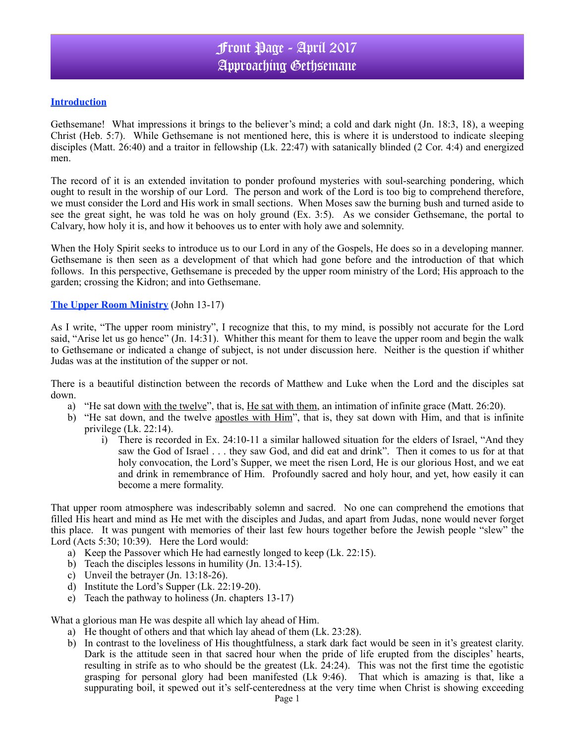# Front Page - April 2017
# Approaching Gethsemane

## Introduction

Gethsemane! What impressions it brings to the believer's mind; a cold and dark night (Jn. 18:3, 18), a weeping Christ (Heb. 5:7). While Gethsemane is not mentioned here, this is where it is understood to indicate sleeping disciples (Matt. 26:40) and a traitor in fellowship (Lk. 22:47) with satanically blinded (2 Cor. 4:4) and energized men.

The record of it is an extended invitation to ponder profound mysteries with soul-searching pondering, which ought to result in the worship of our Lord. The person and work of the Lord is too big to comprehend therefore, we must consider the Lord and His work in small sections. When Moses saw the burning bush and turned aside to see the great sight, he was told he was on holy ground (Ex. 3:5). As we consider Gethsemane, the portal to Calvary, how holy it is, and how it behooves us to enter with holy awe and solemnity.

When the Holy Spirit seeks to introduce us to our Lord in any of the Gospels, He does so in a developing manner. Gethsemane is then seen as a development of that which had gone before and the introduction of that which follows. In this perspective, Gethsemane is preceded by the upper room ministry of the Lord; His approach to the garden; crossing the Kidron; and into Gethsemane.

## The Upper Room Ministry (John 13-17)

As I write, "The upper room ministry", I recognize that this, to my mind, is possibly not accurate for the Lord said, "Arise let us go hence" (Jn. 14:31). Whither this meant for them to leave the upper room and begin the walk to Gethsemane or indicated a change of subject, is not under discussion here. Neither is the question if whither Judas was at the institution of the supper or not.

There is a beautiful distinction between the records of Matthew and Luke when the Lord and the disciples sat down.

a) "He sat down with the twelve", that is, He sat with them, an intimation of infinite grace (Matt. 26:20).
b) "He sat down, and the twelve apostles with Him", that is, they sat down with Him, and that is infinite privilege (Lk. 22:14).
   i) There is recorded in Ex. 24:10-11 a similar hallowed situation for the elders of Israel, "And they saw the God of Israel . . . they saw God, and did eat and drink". Then it comes to us for at that holy convocation, the Lord's Supper, we meet the risen Lord, He is our glorious Host, and we eat and drink in remembrance of Him. Profoundly sacred and holy hour, and yet, how easily it can become a mere formality.

That upper room atmosphere was indescribably solemn and sacred. No one can comprehend the emotions that filled His heart and mind as He met with the disciples and Judas, and apart from Judas, none would never forget this place. It was pungent with memories of their last few hours together before the Jewish people "slew" the Lord (Acts 5:30; 10:39). Here the Lord would:

a) Keep the Passover which He had earnestly longed to keep (Lk. 22:15).
b) Teach the disciples lessons in humility (Jn. 13:4-15).
c) Unveil the betrayer (Jn. 13:18-26).
d) Institute the Lord's Supper (Lk. 22:19-20).
e) Teach the pathway to holiness (Jn. chapters 13-17)

What a glorious man He was despite all which lay ahead of Him.

a) He thought of others and that which lay ahead of them (Lk. 23:28).
b) In contrast to the loveliness of His thoughtfulness, a stark dark fact would be seen in it's greatest clarity. Dark is the attitude seen in that sacred hour when the pride of life erupted from the disciples' hearts, resulting in strife as to who should be the greatest (Lk. 24:24). This was not the first time the egotistic grasping for personal glory had been manifested (Lk 9:46). That which is amazing is that, like a suppurating boil, it spewed out it's self-centeredness at the very time when Christ is showing exceeding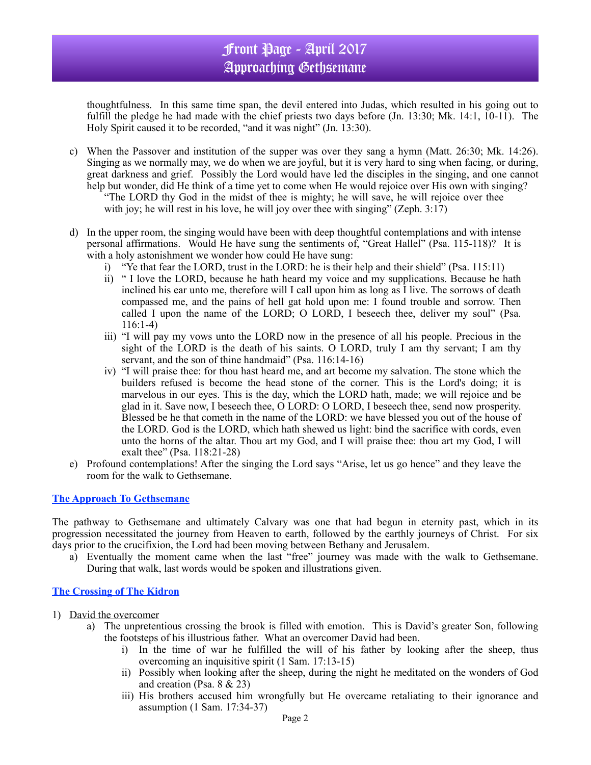thoughtfulness. In this same time span, the devil entered into Judas, which resulted in his going out to fulfill the pledge he had made with the chief priests two days before (Jn. 13:30; Mk. 14:1, 10-11). The Holy Spirit caused it to be recorded, "and it was night" (Jn. 13:30).

c) When the Passover and institution of the supper was over they sang a hymn (Matt. 26:30; Mk. 14:26). Singing as we normally may, we do when we are joyful, but it is very hard to sing when facing, or during, great darkness and grief. Possibly the Lord would have led the disciples in the singing, and one cannot help but wonder, did He think of a time yet to come when He would rejoice over His own with singing?

   "The LORD thy God in the midst of thee is mighty; he will save, he will rejoice over thee with joy; he will rest in his love, he will joy over thee with singing" (Zeph. 3:17)

d) In the upper room, the singing would have been with deep thoughtful contemplations and with intense personal affirmations. Would He have sung the sentiments of, "Great Hallel" (Psa. 115-118)? It is with a holy astonishment we wonder how could He have sung:
   i) "Ye that fear the LORD, trust in the LORD: he is their help and their shield" (Psa. 115:11)
   ii) " I love the LORD, because he hath heard my voice and my supplications. Because he hath inclined his ear unto me, therefore will I call upon him as long as I live. The sorrows of death compassed me, and the pains of hell gat hold upon me: I found trouble and sorrow. Then called I upon the name of the LORD; O LORD, I beseech thee, deliver my soul" (Psa. 116:1-4)
   iii) "I will pay my vows unto the LORD now in the presence of all his people. Precious in the sight of the LORD is the death of his saints. O LORD, truly I am thy servant; I am thy servant, and the son of thine handmaid" (Psa. 116:14-16)
   iv) "I will praise thee: for thou hast heard me, and art become my salvation. The stone which the builders refused is become the head stone of the corner. This is the Lord's doing; it is marvelous in our eyes. This is the day, which the LORD hath, made; we will rejoice and be glad in it. Save now, I beseech thee, O LORD: O LORD, I beseech thee, send now prosperity. Blessed be he that cometh in the name of the LORD: we have blessed you out of the house of the LORD. God is the LORD, which hath shewed us light: bind the sacrifice with cords, even unto the horns of the altar. Thou art my God, and I will praise thee: thou art my God, I will exalt thee" (Psa. 118:21-28)

e) Profound contemplations! After the singing the Lord says "Arise, let us go hence" and they leave the room for the walk to Gethsemane.

## The Approach To Gethsemane

The pathway to Gethsemane and ultimately Calvary was one that had begun in eternity past, which in its progression necessitated the journey from Heaven to earth, followed by the earthly journeys of Christ. For six days prior to the crucifixion, the Lord had been moving between Bethany and Jerusalem.

a) Eventually the moment came when the last "free" journey was made with the walk to Gethsemane. During that walk, last words would be spoken and illustrations given.

## The Crossing of The Kidron

1) David the overcomer
   a) The unpretentious crossing the brook is filled with emotion. This is David's greater Son, following the footsteps of his illustrious father. What an overcomer David had been.
      i) In the time of war he fulfilled the will of his father by looking after the sheep, thus overcoming an inquisitive spirit (1 Sam. 17:13-15)
      ii) Possibly when looking after the sheep, during the night he meditated on the wonders of God and creation (Psa. 8 & 23)
      iii) His brothers accused him wrongfully but He overcame retaliating to their ignorance and assumption (1 Sam. 17:34-37)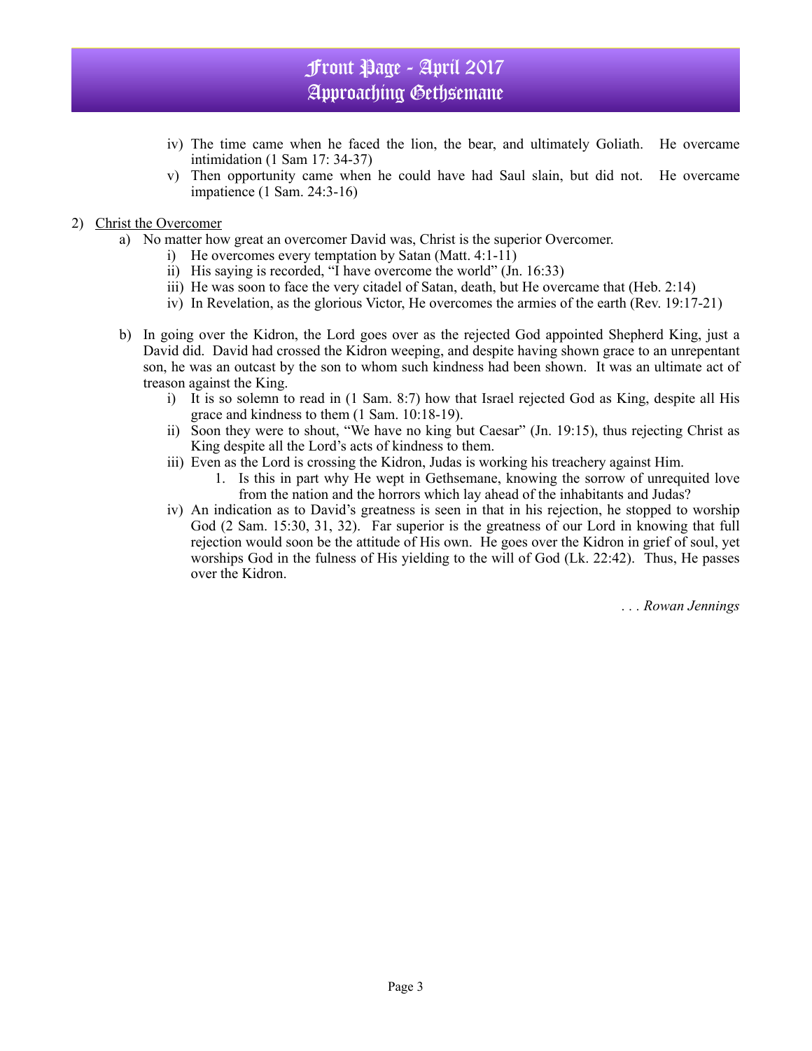iv) The time came when he faced the lion, the bear, and ultimately Goliath. He overcame intimidation (1 Sam 17: 34-37)

v) Then opportunity came when he could have had Saul slain, but did not. He overcame impatience (1 Sam. 24:3-16)

2) <u>Christ the Overcomer</u>

a) No matter how great an overcomer David was, Christ is the superior Overcomer.

i) He overcomes every temptation by Satan (Matt. 4:1-11)

ii) His saying is recorded, "I have overcome the world" (Jn. 16:33)

iii) He was soon to face the very citadel of Satan, death, but He overcame that (Heb. 2:14)

iv) In Revelation, as the glorious Victor, He overcomes the armies of the earth (Rev. 19:17-21)

b) In going over the Kidron, the Lord goes over as the rejected God appointed Shepherd King, just a David did. David had crossed the Kidron weeping, and despite having shown grace to an unrepentant son, he was an outcast by the son to whom such kindness had been shown. It was an ultimate act of treason against the King.

i) It is so solemn to read in (1 Sam. 8:7) how that Israel rejected God as King, despite all His grace and kindness to them (1 Sam. 10:18-19).

ii) Soon they were to shout, "We have no king but Caesar" (Jn. 19:15), thus rejecting Christ as King despite all the Lord's acts of kindness to them.

iii) Even as the Lord is crossing the Kidron, Judas is working his treachery against Him.

1. Is this in part why He wept in Gethsemane, knowing the sorrow of unrequited love from the nation and the horrors which lay ahead of the inhabitants and Judas?

iv) An indication as to David's greatness is seen in that in his rejection, he stopped to worship God (2 Sam. 15:30, 31, 32). Far superior is the greatness of our Lord in knowing that full rejection would soon be the attitude of His own. He goes over the Kidron in grief of soul, yet worships God in the fulness of His yielding to the will of God (Lk. 22:42). Thus, He passes over the Kidron.

. . . *Rowan Jennings*